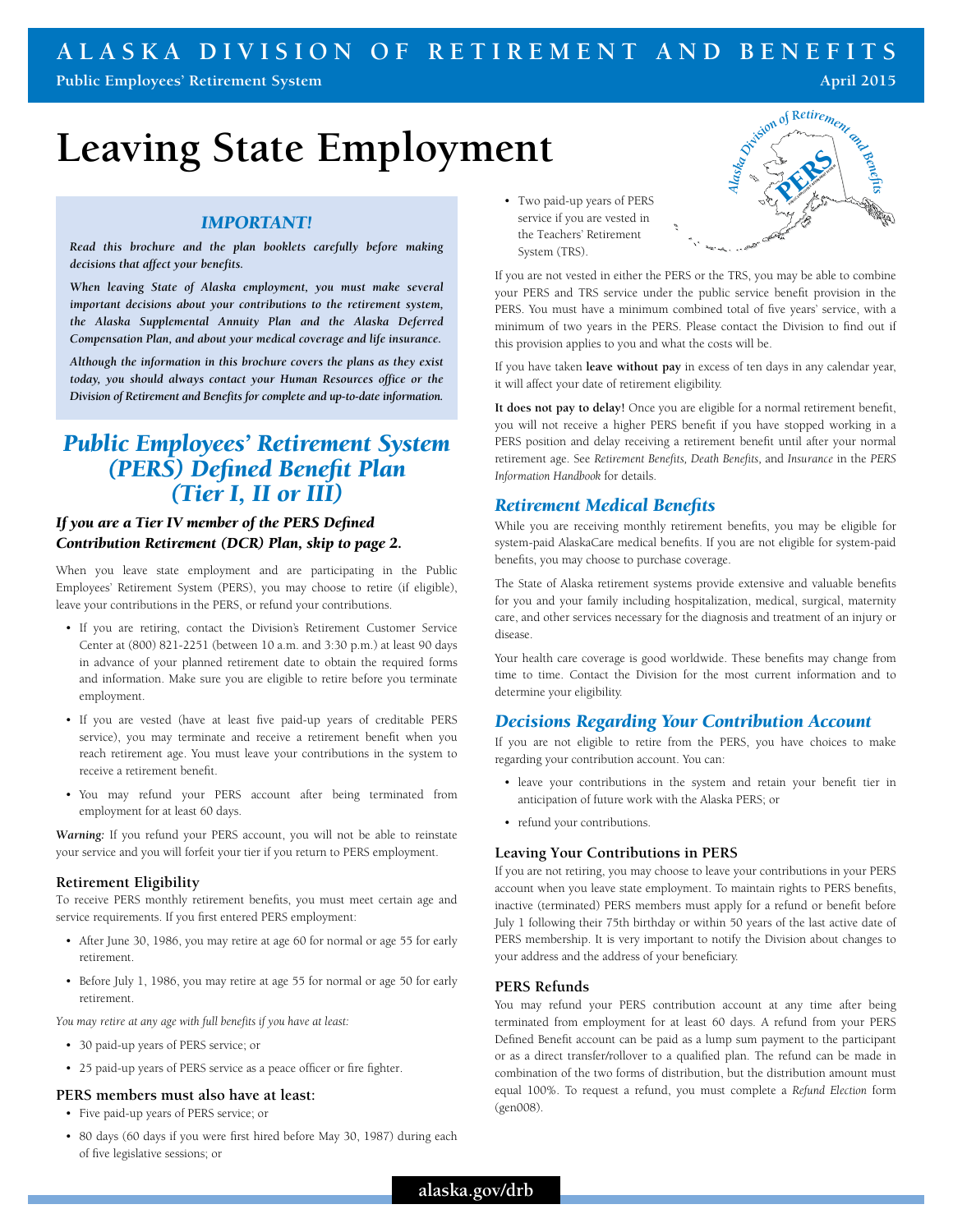# Leaving State Employment

### *IMPORTANT!*

***Read this brochure and the plan booklets carefully before making decisions that affect your benefits.***

***When leaving State of Alaska employment, you must make several important decisions about your contributions to the retirement system, the Alaska Supplemental Annuity Plan and the Alaska Deferred Compensation Plan, and about your medical coverage and life insurance.***

***Although the information in this brochure covers the plans as they exist today, you should always contact your Human Resources office or the Division of Retirement and Benefits for complete and up-to-date information.***

## *Public Employees' Retirement System (PERS) Defined Benefit Plan (Tier I, II or III)*

#### *If you are a Tier IV member of the PERS Defined Contribution Retirement (DCR) Plan, skip to page 2.*

When you leave state employment and are participating in the Public Employees' Retirement System (PERS), you may choose to retire (if eligible), leave your contributions in the PERS, or refund your contributions.

- If you are retiring, contact the Division's Retirement Customer Service Center at (800) 821-2251 (between 10 a.m. and 3:30 p.m.) at least 90 days in advance of your planned retirement date to obtain the required forms and information. Make sure you are eligible to retire before you terminate employment.
- If you are vested (have at least five paid-up years of creditable PERS service), you may terminate and receive a retirement benefit when you reach retirement age. You must leave your contributions in the system to receive a retirement benefit.
- You may refund your PERS account after being terminated from employment for at least 60 days.

***Warning:*** If you refund your PERS account, you will not be able to reinstate your service and you will forfeit your tier if you return to PERS employment.

### Retirement Eligibility

To receive PERS monthly retirement benefits, you must meet certain age and service requirements. If you first entered PERS employment:

- After June 30, 1986, you may retire at age 60 for normal or age 55 for early retirement.
- Before July 1, 1986, you may retire at age 55 for normal or age 50 for early retirement.

*You may retire at any age with full benefits if you have at least:*

- 30 paid-up years of PERS service; or
- 25 paid-up years of PERS service as a peace officer or fire fighter.

### PERS members must also have at least:

- Five paid-up years of PERS service; or
- 80 days (60 days if you were first hired before May 30, 1987) during each of five legislative sessions; or
- Two paid-up years of PERS service if you are vested in the Teachers' Retirement System (TRS).

If you are not vested in either the PERS or the TRS, you may be able to combine your PERS and TRS service under the public service benefit provision in the PERS. You must have a minimum combined total of five years' service, with a minimum of two years in the PERS. Please contact the Division to find out if this provision applies to you and what the costs will be.

If you have taken **leave without pay** in excess of ten days in any calendar year, it will affect your date of retirement eligibility.

**It does not pay to delay!** Once you are eligible for a normal retirement benefit, you will not receive a higher PERS benefit if you have stopped working in a PERS position and delay receiving a retirement benefit until after your normal retirement age. See *Retirement Benefits, Death Benefits,* and *Insurance* in the *PERS Information Handbook* for details.

## *Retirement Medical Benefits*

While you are receiving monthly retirement benefits, you may be eligible for system-paid AlaskaCare medical benefits. If you are not eligible for system-paid benefits, you may choose to purchase coverage.

The State of Alaska retirement systems provide extensive and valuable benefits for you and your family including hospitalization, medical, surgical, maternity care, and other services necessary for the diagnosis and treatment of an injury or disease.

Your health care coverage is good worldwide. These benefits may change from time to time. Contact the Division for the most current information and to determine your eligibility.

## *Decisions Regarding Your Contribution Account*

If you are not eligible to retire from the PERS, you have choices to make regarding your contribution account. You can:

- leave your contributions in the system and retain your benefit tier in anticipation of future work with the Alaska PERS; or
- refund your contributions.

### Leaving Your Contributions in PERS

If you are not retiring, you may choose to leave your contributions in your PERS account when you leave state employment. To maintain rights to PERS benefits, inactive (terminated) PERS members must apply for a refund or benefit before July 1 following their 75th birthday or within 50 years of the last active date of PERS membership. It is very important to notify the Division about changes to your address and the address of your beneficiary.

### PERS Refunds

You may refund your PERS contribution account at any time after being terminated from employment for at least 60 days. A refund from your PERS Defined Benefit account can be paid as a lump sum payment to the participant or as a direct transfer/rollover to a qualified plan. The refund can be made in combination of the two forms of distribution, but the distribution amount must equal 100%. To request a refund, you must complete a *Refund Election* form (gen008).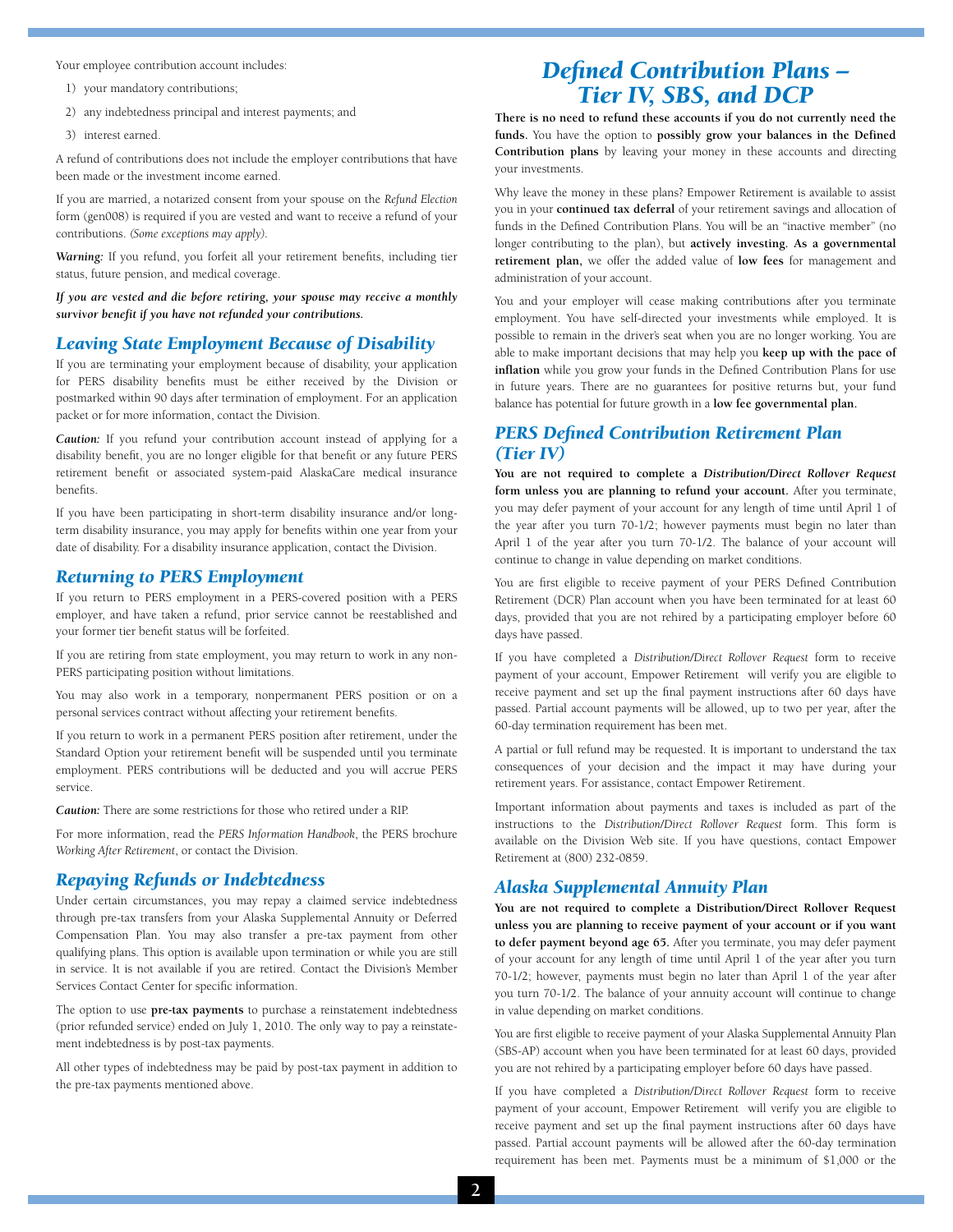Your employee contribution account includes:

1) your mandatory contributions;
2) any indebtedness principal and interest payments; and
3) interest earned.

A refund of contributions does not include the employer contributions that have been made or the investment income earned.

If you are married, a notarized consent from your spouse on the *Refund Election* form (gen008) is required if you are vested and want to receive a refund of your contributions. *(Some exceptions may apply)*.

***Warning:*** If you refund, you forfeit all your retirement benefits, including tier status, future pension, and medical coverage.

***If you are vested and die before retiring, your spouse may receive a monthly survivor benefit if you have not refunded your contributions.***

## *Leaving State Employment Because of Disability*

If you are terminating your employment because of disability, your application for PERS disability benefits must be either received by the Division or postmarked within 90 days after termination of employment. For an application packet or for more information, contact the Division.

***Caution:*** If you refund your contribution account instead of applying for a disability benefit, you are no longer eligible for that benefit or any future PERS retirement benefit or associated system-paid AlaskaCare medical insurance benefits.

If you have been participating in short-term disability insurance and/or long-term disability insurance, you may apply for benefits within one year from your date of disability. For a disability insurance application, contact the Division.

## *Returning to PERS Employment*

If you return to PERS employment in a PERS-covered position with a PERS employer, and have taken a refund, prior service cannot be reestablished and your former tier benefit status will be forfeited.

If you are retiring from state employment, you may return to work in any non-PERS participating position without limitations.

You may also work in a temporary, nonpermanent PERS position or on a personal services contract without affecting your retirement benefits.

If you return to work in a permanent PERS position after retirement, under the Standard Option your retirement benefit will be suspended until you terminate employment. PERS contributions will be deducted and you will accrue PERS service.

***Caution:*** There are some restrictions for those who retired under a RIP.

For more information, read the *PERS Information Handbook*, the PERS brochure *Working After Retirement*, or contact the Division.

## *Repaying Refunds or Indebtedness*

Under certain circumstances, you may repay a claimed service indebtedness through pre-tax transfers from your Alaska Supplemental Annuity or Deferred Compensation Plan. You may also transfer a pre-tax payment from other qualifying plans. This option is available upon termination or while you are still in service. It is not available if you are retired. Contact the Division's Member Services Contact Center for specific information.

The option to use **pre-tax payments** to purchase a reinstatement indebtedness (prior refunded service) ended on July 1, 2010. The only way to pay a reinstatement indebtedness is by post-tax payments.

All other types of indebtedness may be paid by post-tax payment in addition to the pre-tax payments mentioned above.

# *Defined Contribution Plans – Tier IV, SBS, and DCP*

**There is no need to refund these accounts if you do not currently need the funds.** You have the option to **possibly grow your balances in the Defined Contribution plans** by leaving your money in these accounts and directing your investments.

Why leave the money in these plans? Empower Retirement is available to assist you in your **continued tax deferral** of your retirement savings and allocation of funds in the Defined Contribution Plans. You will be an "inactive member" (no longer contributing to the plan), but **actively investing. As a governmental retirement plan**, we offer the added value of **low fees** for management and administration of your account.

You and your employer will cease making contributions after you terminate employment. You have self-directed your investments while employed. It is possible to remain in the driver's seat when you are no longer working. You are able to make important decisions that may help you **keep up with the pace of inflation** while you grow your funds in the Defined Contribution Plans for use in future years. There are no guarantees for positive returns but, your fund balance has potential for future growth in a **low fee governmental plan.**

## *PERS Defined Contribution Retirement Plan (Tier IV)*

**You are not required to complete a *Distribution/Direct Rollover Request* form unless you are planning to refund your account.** After you terminate, you may defer payment of your account for any length of time until April 1 of the year after you turn 70-1/2; however payments must begin no later than April 1 of the year after you turn 70-1/2. The balance of your account will continue to change in value depending on market conditions.

You are first eligible to receive payment of your PERS Defined Contribution Retirement (DCR) Plan account when you have been terminated for at least 60 days, provided that you are not rehired by a participating employer before 60 days have passed.

If you have completed a *Distribution/Direct Rollover Request* form to receive payment of your account, Empower Retirement will verify you are eligible to receive payment and set up the final payment instructions after 60 days have passed. Partial account payments will be allowed, up to two per year, after the 60-day termination requirement has been met.

A partial or full refund may be requested. It is important to understand the tax consequences of your decision and the impact it may have during your retirement years. For assistance, contact Empower Retirement.

Important information about payments and taxes is included as part of the instructions to the *Distribution/Direct Rollover Request* form. This form is available on the Division Web site. If you have questions, contact Empower Retirement at (800) 232-0859.

## *Alaska Supplemental Annuity Plan*

**You are not required to complete a Distribution/Direct Rollover Request unless you are planning to receive payment of your account or if you want to defer payment beyond age 65.** After you terminate, you may defer payment of your account for any length of time until April 1 of the year after you turn 70-1/2; however, payments must begin no later than April 1 of the year after you turn 70-1/2. The balance of your annuity account will continue to change in value depending on market conditions.

You are first eligible to receive payment of your Alaska Supplemental Annuity Plan (SBS-AP) account when you have been terminated for at least 60 days, provided you are not rehired by a participating employer before 60 days have passed.

If you have completed a *Distribution/Direct Rollover Request* form to receive payment of your account, Empower Retirement will verify you are eligible to receive payment and set up the final payment instructions after 60 days have passed. Partial account payments will be allowed after the 60-day termination requirement has been met. Payments must be a minimum of $1,000 or the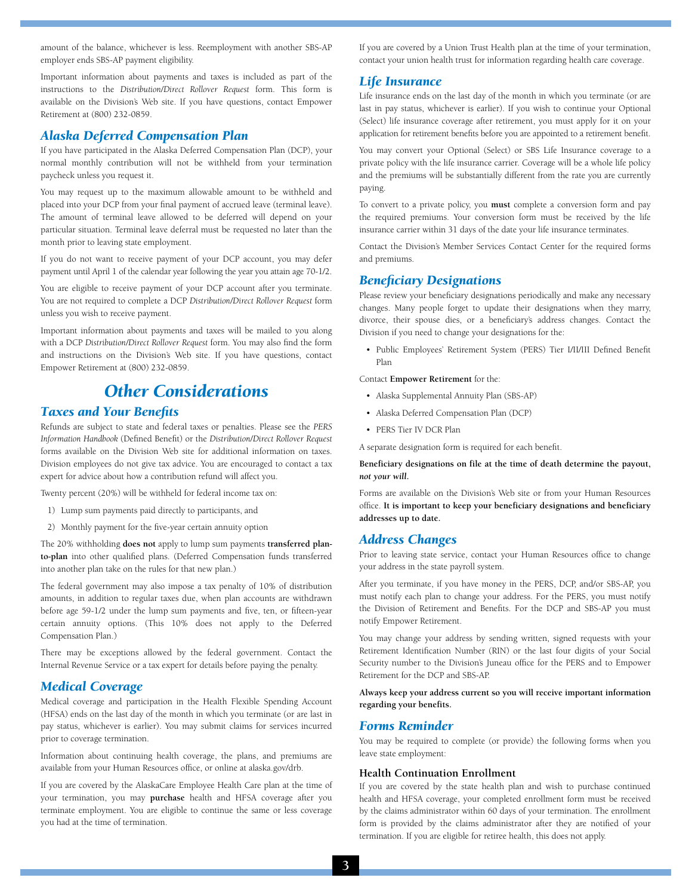amount of the balance, whichever is less. Reemployment with another SBS-AP employer ends SBS-AP payment eligibility.

Important information about payments and taxes is included as part of the instructions to the *Distribution/Direct Rollover Request* form. This form is available on the Division's Web site. If you have questions, contact Empower Retirement at (800) 232-0859.

## Alaska Deferred Compensation Plan

If you have participated in the Alaska Deferred Compensation Plan (DCP), your normal monthly contribution will not be withheld from your termination paycheck unless you request it.

You may request up to the maximum allowable amount to be withheld and placed into your DCP from your final payment of accrued leave (terminal leave). The amount of terminal leave allowed to be deferred will depend on your particular situation. Terminal leave deferral must be requested no later than the month prior to leaving state employment.

If you do not want to receive payment of your DCP account, you may defer payment until April 1 of the calendar year following the year you attain age 70-1/2.

You are eligible to receive payment of your DCP account after you terminate. You are not required to complete a DCP *Distribution/Direct Rollover Request* form unless you wish to receive payment.

Important information about payments and taxes will be mailed to you along with a DCP *Distribution/Direct Rollover Request* form. You may also find the form and instructions on the Division's Web site. If you have questions, contact Empower Retirement at (800) 232-0859.

# Other Considerations

## Taxes and Your Benefits

Refunds are subject to state and federal taxes or penalties. Please see the *PERS Information Handbook* (Defined Benefit) or the *Distribution/Direct Rollover Request* forms available on the Division Web site for additional information on taxes. Division employees do not give tax advice. You are encouraged to contact a tax expert for advice about how a contribution refund will affect you.

Twenty percent (20%) will be withheld for federal income tax on:

1) Lump sum payments paid directly to participants, and
2) Monthly payment for the five-year certain annuity option

The 20% withholding **does not** apply to lump sum payments **transferred plan-to-plan** into other qualified plans. (Deferred Compensation funds transferred into another plan take on the rules for that new plan.)

The federal government may also impose a tax penalty of 10% of distribution amounts, in addition to regular taxes due, when plan accounts are withdrawn before age 59-1/2 under the lump sum payments and five, ten, or fifteen-year certain annuity options. (This 10% does not apply to the Deferred Compensation Plan.)

There may be exceptions allowed by the federal government. Contact the Internal Revenue Service or a tax expert for details before paying the penalty.

## Medical Coverage

Medical coverage and participation in the Health Flexible Spending Account (HFSA) ends on the last day of the month in which you terminate (or are last in pay status, whichever is earlier). You may submit claims for services incurred prior to coverage termination.

Information about continuing health coverage, the plans, and premiums are available from your Human Resources office, or online at alaska.gov/drb.

If you are covered by the AlaskaCare Employee Health Care plan at the time of your termination, you may **purchase** health and HFSA coverage after you terminate employment. You are eligible to continue the same or less coverage you had at the time of termination.

If you are covered by a Union Trust Health plan at the time of your termination, contact your union health trust for information regarding health care coverage.

## Life Insurance

Life insurance ends on the last day of the month in which you terminate (or are last in pay status, whichever is earlier). If you wish to continue your Optional (Select) life insurance coverage after retirement, you must apply for it on your application for retirement benefits before you are appointed to a retirement benefit.

You may convert your Optional (Select) or SBS Life Insurance coverage to a private policy with the life insurance carrier. Coverage will be a whole life policy and the premiums will be substantially different from the rate you are currently paying.

To convert to a private policy, you **must** complete a conversion form and pay the required premiums. Your conversion form must be received by the life insurance carrier within 31 days of the date your life insurance terminates.

Contact the Division's Member Services Contact Center for the required forms and premiums.

## Beneficiary Designations

Please review your beneficiary designations periodically and make any necessary changes. Many people forget to update their designations when they marry, divorce, their spouse dies, or a beneficiary's address changes. Contact the Division if you need to change your designations for the:

- Public Employees' Retirement System (PERS) Tier I/II/III Defined Benefit Plan

Contact **Empower Retirement** for the:

- Alaska Supplemental Annuity Plan (SBS-AP)
- Alaska Deferred Compensation Plan (DCP)
- PERS Tier IV DCR Plan

A separate designation form is required for each benefit.

**Beneficiary designations on file at the time of death determine the payout, *not your will*.**

Forms are available on the Division's Web site or from your Human Resources office. **It is important to keep your beneficiary designations and beneficiary addresses up to date.**

## Address Changes

Prior to leaving state service, contact your Human Resources office to change your address in the state payroll system.

After you terminate, if you have money in the PERS, DCP, and/or SBS-AP, you must notify each plan to change your address. For the PERS, you must notify the Division of Retirement and Benefits. For the DCP and SBS-AP you must notify Empower Retirement.

You may change your address by sending written, signed requests with your Retirement Identification Number (RIN) or the last four digits of your Social Security number to the Division's Juneau office for the PERS and to Empower Retirement for the DCP and SBS-AP.

**Always keep your address current so you will receive important information regarding your benefits.**

## Forms Reminder

You may be required to complete (or provide) the following forms when you leave state employment:

### Health Continuation Enrollment

If you are covered by the state health plan and wish to purchase continued health and HFSA coverage, your completed enrollment form must be received by the claims administrator within 60 days of your termination. The enrollment form is provided by the claims administrator after they are notified of your termination. If you are eligible for retiree health, this does not apply.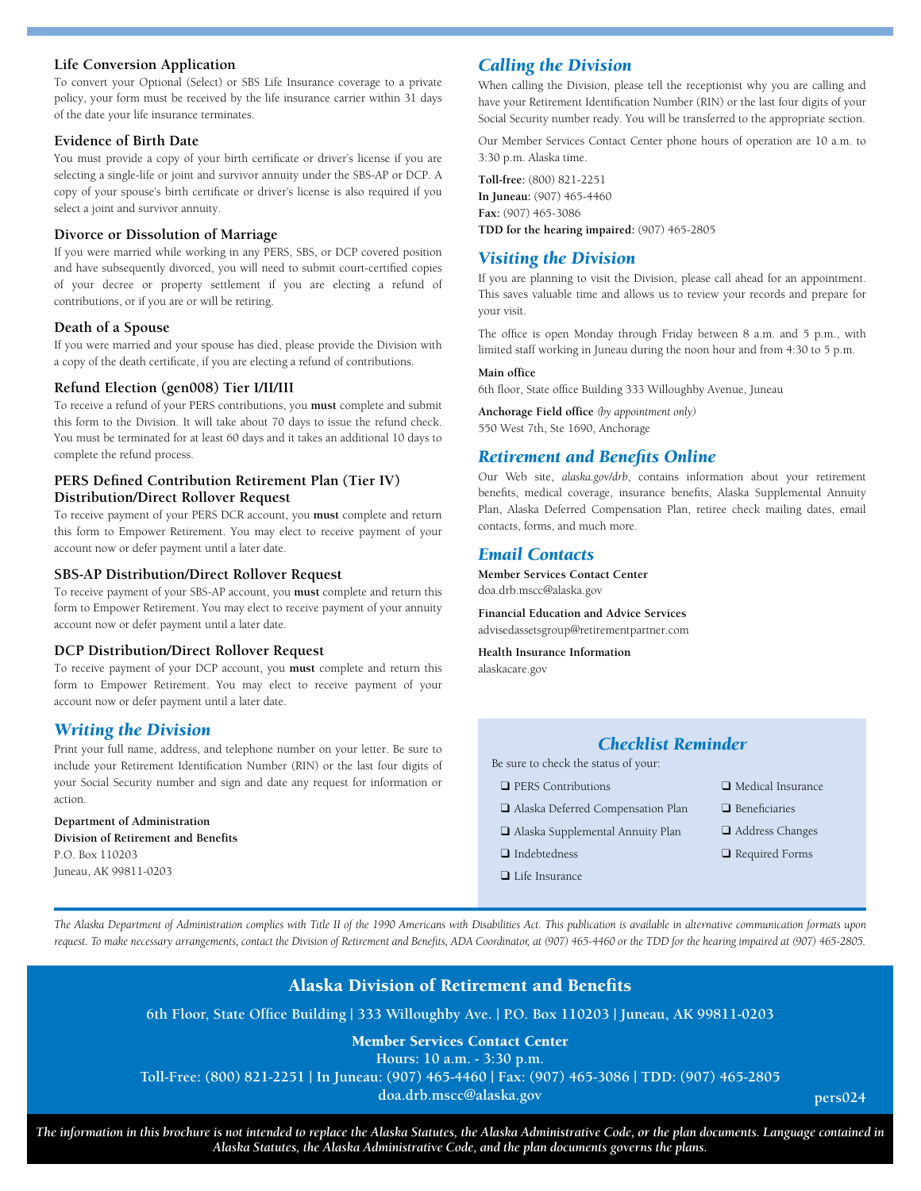### Life Conversion Application

To convert your Optional (Select) or SBS Life Insurance coverage to a private policy, your form must be received by the life insurance carrier within 31 days of the date your life insurance terminates.

### Evidence of Birth Date

You must provide a copy of your birth certificate or driver's license if you are selecting a single-life or joint and survivor annuity under the SBS-AP or DCP. A copy of your spouse's birth certificate or driver's license is also required if you select a joint and survivor annuity.

### Divorce or Dissolution of Marriage

If you were married while working in any PERS, SBS, or DCP covered position and have subsequently divorced, you will need to submit court-certified copies of your decree or property settlement if you are electing a refund of contributions, or if you are or will be retiring.

### Death of a Spouse

If you were married and your spouse has died, please provide the Division with a copy of the death certificate, if you are electing a refund of contributions.

### Refund Election (gen008) Tier I/II/III

To receive a refund of your PERS contributions, you **must** complete and submit this form to the Division. It will take about 70 days to issue the refund check. You must be terminated for at least 60 days and it takes an additional 10 days to complete the refund process.

### PERS Defined Contribution Retirement Plan (Tier IV) Distribution/Direct Rollover Request

To receive payment of your PERS DCR account, you **must** complete and return this form to Empower Retirement. You may elect to receive payment of your account now or defer payment until a later date.

### SBS-AP Distribution/Direct Rollover Request

To receive payment of your SBS-AP account, you **must** complete and return this form to Empower Retirement. You may elect to receive payment of your annuity account now or defer payment until a later date.

### DCP Distribution/Direct Rollover Request

To receive payment of your DCP account, you **must** complete and return this form to Empower Retirement. You may elect to receive payment of your account now or defer payment until a later date.

## *Writing the Division*

Print your full name, address, and telephone number on your letter. Be sure to include your Retirement Identification Number (RIN) or the last four digits of your Social Security number and sign and date any request for information or action.

**Department of Administration**
**Division of Retirement and Benefits**
P.O. Box 110203
Juneau, AK 99811-0203

## *Calling the Division*

When calling the Division, please tell the receptionist why you are calling and have your Retirement Identification Number (RIN) or the last four digits of your Social Security number ready. You will be transferred to the appropriate section.

Our Member Services Contact Center phone hours of operation are 10 a.m. to 3:30 p.m. Alaska time.

**Toll-free:** (800) 821-2251
**In Juneau:** (907) 465-4460
**Fax:** (907) 465-3086
**TDD for the hearing impaired:** (907) 465-2805

## *Visiting the Division*

If you are planning to visit the Division, please call ahead for an appointment. This saves valuable time and allows us to review your records and prepare for your visit.

The office is open Monday through Friday between 8 a.m. and 5 p.m., with limited staff working in Juneau during the noon hour and from 4:30 to 5 p.m.

**Main office**
6th floor, State office Building 333 Willoughby Avenue, Juneau

**Anchorage Field office** *(by appointment only)*
550 West 7th, Ste 1690, Anchorage

## *Retirement and Benefits Online*

Our Web site, *alaska.gov/drb*, contains information about your retirement benefits, medical coverage, insurance benefits, Alaska Supplemental Annuity Plan, Alaska Deferred Compensation Plan, retiree check mailing dates, email contacts, forms, and much more.

## *Email Contacts*

**Member Services Contact Center**
doa.drb.mscc@alaska.gov

**Financial Education and Advice Services**
advisedassetsgroup@retirementpartner.com

**Health Insurance Information**
alaskacare.gov

## *Checklist Reminder*

Be sure to check the status of your:

- ❑ PERS Contributions
- ❑ Alaska Deferred Compensation Plan
- ❑ Alaska Supplemental Annuity Plan
- ❑ Indebtedness
- ❑ Life Insurance
- ❑ Medical Insurance
- ❑ Beneficiaries
- ❑ Address Changes
- ❑ Required Forms

*The Alaska Department of Administration complies with Title II of the 1990 Americans with Disabilities Act. This publication is available in alternative communication formats upon request. To make necessary arrangements, contact the Division of Retirement and Benefits, ADA Coordinator, at (907) 465-4460 or the TDD for the hearing impaired at (907) 465-2805.*

**Alaska Division of Retirement and Benefits**

**6th Floor, State Office Building | 333 Willoughby Ave. | P.O. Box 110203 | Juneau, AK 99811-0203**

**Member Services Contact Center**
**Hours: 10 a.m. - 3:30 p.m.**
**Toll-Free: (800) 821-2251 | In Juneau: (907) 465-4460 | Fax: (907) 465-3086 | TDD: (907) 465-2805**
**doa.drb.mscc@alaska.gov**

**pers024**

***The information in this brochure is not intended to replace the Alaska Statutes, the Alaska Administrative Code, or the plan documents. Language contained in Alaska Statutes, the Alaska Administrative Code, and the plan documents governs the plans.***